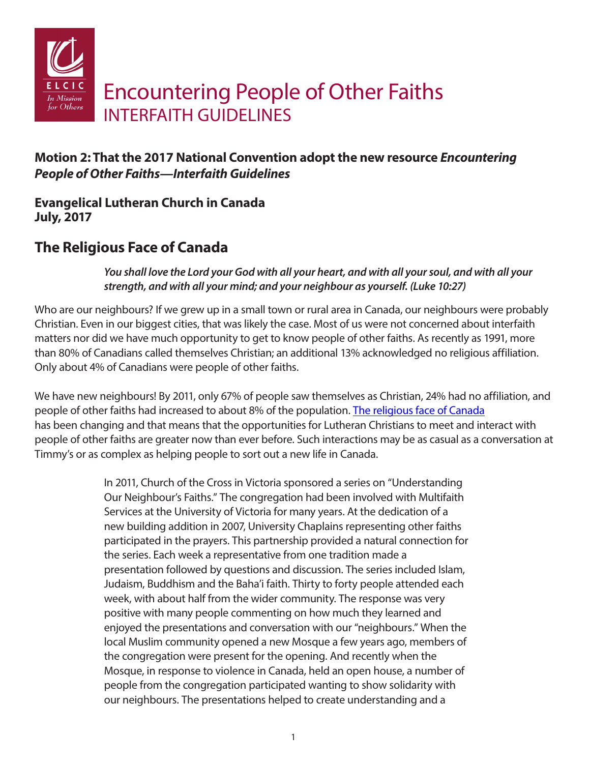# Encountering People of Other Faiths
## INTERFAITH GUIDELINES

**Motion 2: That the 2017 National Convention adopt the new resource *Encountering People of Other Faiths—Interfaith Guidelines***

**Evangelical Lutheran Church in Canada**
**July, 2017**

## The Religious Face of Canada

> ***You shall love the Lord your God with all your heart, and with all your soul, and with all your strength, and with all your mind; and your neighbour as yourself. (Luke 10:27)***

Who are our neighbours? If we grew up in a small town or rural area in Canada, our neighbours were probably Christian. Even in our biggest cities, that was likely the case. Most of us were not concerned about interfaith matters nor did we have much opportunity to get to know people of other faiths. As recently as 1991, more than 80% of Canadians called themselves Christian; an additional 13% acknowledged no religious affiliation. Only about 4% of Canadians were people of other faiths.

We have new neighbours! By 2011, only 67% of people saw themselves as Christian, 24% had no affiliation, and people of other faiths had increased to about 8% of the population. The religious face of Canada has been changing and that means that the opportunities for Lutheran Christians to meet and interact with people of other faiths are greater now than ever before. Such interactions may be as casual as a conversation at Timmy's or as complex as helping people to sort out a new life in Canada.

> In 2011, Church of the Cross in Victoria sponsored a series on "Understanding Our Neighbour's Faiths." The congregation had been involved with Multifaith Services at the University of Victoria for many years. At the dedication of a new building addition in 2007, University Chaplains representing other faiths participated in the prayers. This partnership provided a natural connection for the series. Each week a representative from one tradition made a presentation followed by questions and discussion. The series included Islam, Judaism, Buddhism and the Baha'i faith. Thirty to forty people attended each week, with about half from the wider community. The response was very positive with many people commenting on how much they learned and enjoyed the presentations and conversation with our "neighbours." When the local Muslim community opened a new Mosque a few years ago, members of the congregation were present for the opening. And recently when the Mosque, in response to violence in Canada, held an open house, a number of people from the congregation participated wanting to show solidarity with our neighbours. The presentations helped to create understanding and a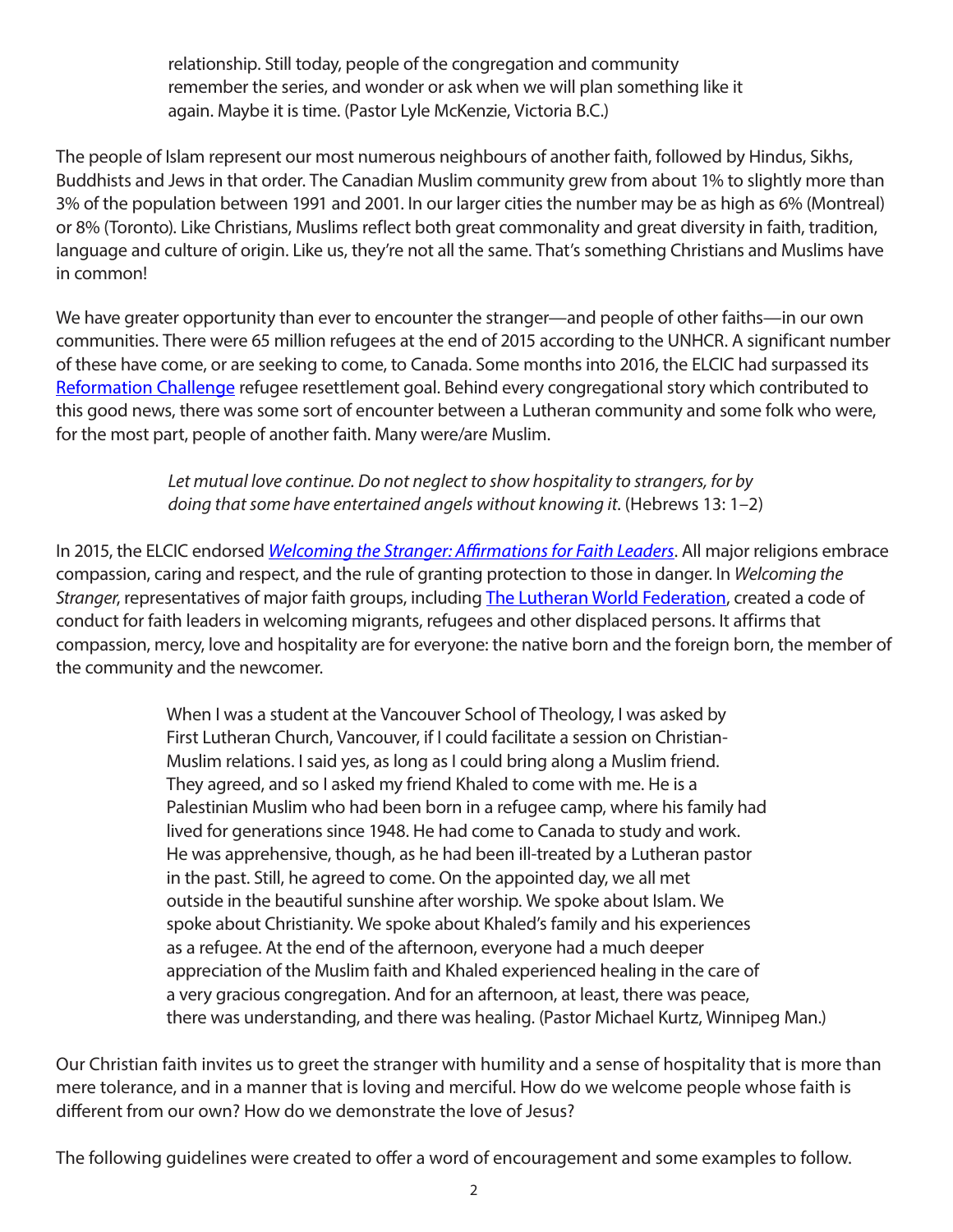> relationship. Still today, people of the congregation and community remember the series, and wonder or ask when we will plan something like it again. Maybe it is time. (Pastor Lyle McKenzie, Victoria B.C.)

The people of Islam represent our most numerous neighbours of another faith, followed by Hindus, Sikhs, Buddhists and Jews in that order. The Canadian Muslim community grew from about 1% to slightly more than 3% of the population between 1991 and 2001. In our larger cities the number may be as high as 6% (Montreal) or 8% (Toronto). Like Christians, Muslims reflect both great commonality and great diversity in faith, tradition, language and culture of origin. Like us, they're not all the same. That's something Christians and Muslims have in common!

We have greater opportunity than ever to encounter the stranger—and people of other faiths—in our own communities. There were 65 million refugees at the end of 2015 according to the UNHCR. A significant number of these have come, or are seeking to come, to Canada. Some months into 2016, the ELCIC had surpassed its Reformation Challenge refugee resettlement goal. Behind every congregational story which contributed to this good news, there was some sort of encounter between a Lutheran community and some folk who were, for the most part, people of another faith. Many were/are Muslim.

> *Let mutual love continue. Do not neglect to show hospitality to strangers, for by doing that some have entertained angels without knowing it.* (Hebrews 13: 1–2)

In 2015, the ELCIC endorsed *Welcoming the Stranger: Affirmations for Faith Leaders*. All major religions embrace compassion, caring and respect, and the rule of granting protection to those in danger. In *Welcoming the Stranger*, representatives of major faith groups, including The Lutheran World Federation, created a code of conduct for faith leaders in welcoming migrants, refugees and other displaced persons. It affirms that compassion, mercy, love and hospitality are for everyone: the native born and the foreign born, the member of the community and the newcomer.

> When I was a student at the Vancouver School of Theology, I was asked by First Lutheran Church, Vancouver, if I could facilitate a session on Christian-Muslim relations. I said yes, as long as I could bring along a Muslim friend. They agreed, and so I asked my friend Khaled to come with me. He is a Palestinian Muslim who had been born in a refugee camp, where his family had lived for generations since 1948. He had come to Canada to study and work. He was apprehensive, though, as he had been ill-treated by a Lutheran pastor in the past. Still, he agreed to come. On the appointed day, we all met outside in the beautiful sunshine after worship. We spoke about Islam. We spoke about Christianity. We spoke about Khaled's family and his experiences as a refugee. At the end of the afternoon, everyone had a much deeper appreciation of the Muslim faith and Khaled experienced healing in the care of a very gracious congregation. And for an afternoon, at least, there was peace, there was understanding, and there was healing. (Pastor Michael Kurtz, Winnipeg Man.)

Our Christian faith invites us to greet the stranger with humility and a sense of hospitality that is more than mere tolerance, and in a manner that is loving and merciful. How do we welcome people whose faith is different from our own? How do we demonstrate the love of Jesus?

The following guidelines were created to offer a word of encouragement and some examples to follow.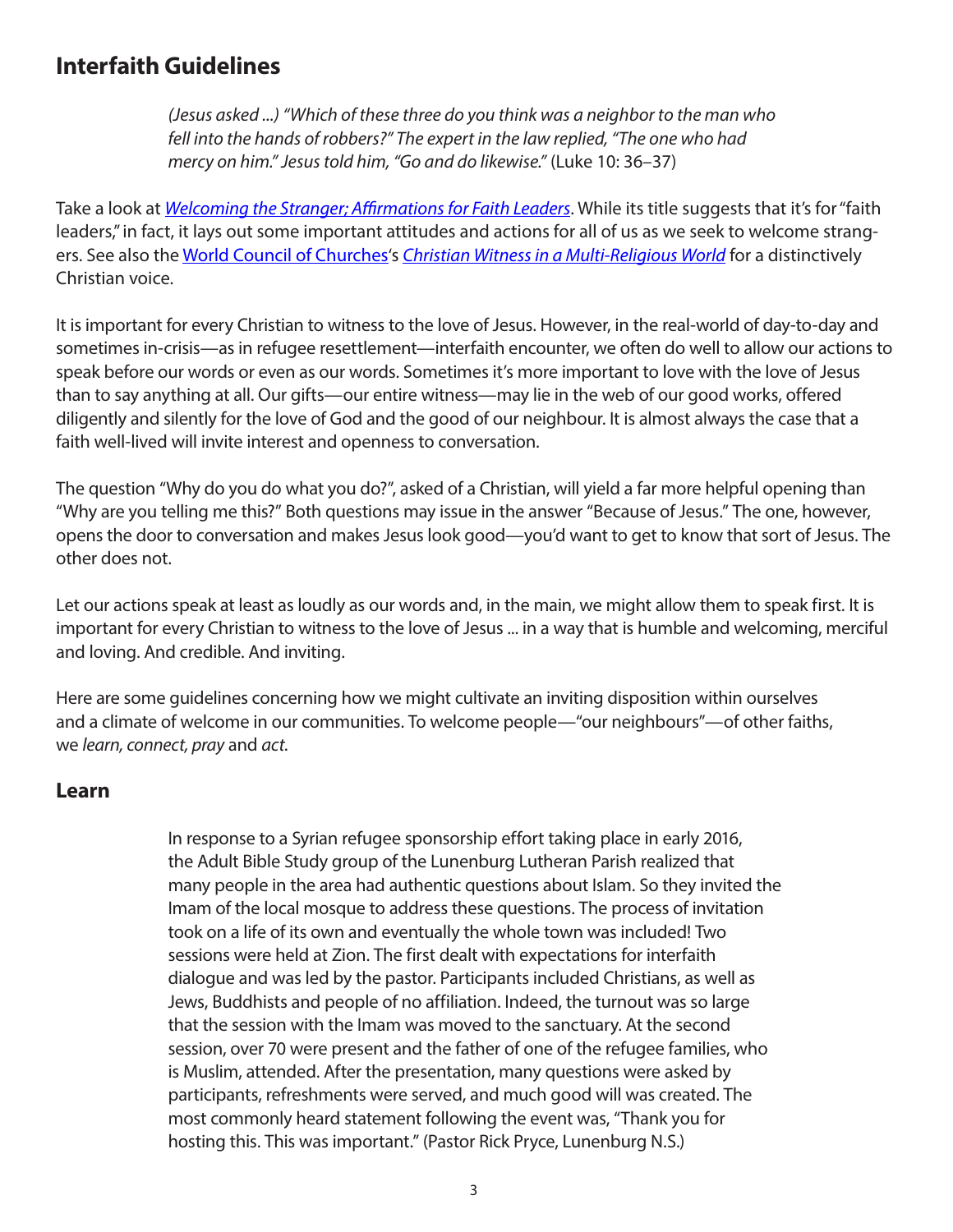## Interfaith Guidelines

> *(Jesus asked ...) "Which of these three do you think was a neighbor to the man who fell into the hands of robbers?" The expert in the law replied, "The one who had mercy on him." Jesus told him, "Go and do likewise."* (Luke 10: 36–37)

Take a look at *Welcoming the Stranger; Affirmations for Faith Leaders*. While its title suggests that it's for "faith leaders," in fact, it lays out some important attitudes and actions for all of us as we seek to welcome strangers. See also the World Council of Churches's *Christian Witness in a Multi-Religious World* for a distinctively Christian voice.

It is important for every Christian to witness to the love of Jesus. However, in the real-world of day-to-day and sometimes in-crisis—as in refugee resettlement—interfaith encounter, we often do well to allow our actions to speak before our words or even as our words. Sometimes it's more important to love with the love of Jesus than to say anything at all. Our gifts—our entire witness—may lie in the web of our good works, offered diligently and silently for the love of God and the good of our neighbour. It is almost always the case that a faith well-lived will invite interest and openness to conversation.

The question "Why do you do what you do?", asked of a Christian, will yield a far more helpful opening than "Why are you telling me this?" Both questions may issue in the answer "Because of Jesus." The one, however, opens the door to conversation and makes Jesus look good—you'd want to get to know that sort of Jesus. The other does not.

Let our actions speak at least as loudly as our words and, in the main, we might allow them to speak first. It is important for every Christian to witness to the love of Jesus ... in a way that is humble and welcoming, merciful and loving. And credible. And inviting.

Here are some guidelines concerning how we might cultivate an inviting disposition within ourselves and a climate of welcome in our communities. To welcome people—"our neighbours"—of other faiths, we *learn, connect, pray* and *act*.

### Learn

> In response to a Syrian refugee sponsorship effort taking place in early 2016, the Adult Bible Study group of the Lunenburg Lutheran Parish realized that many people in the area had authentic questions about Islam. So they invited the Imam of the local mosque to address these questions. The process of invitation took on a life of its own and eventually the whole town was included! Two sessions were held at Zion. The first dealt with expectations for interfaith dialogue and was led by the pastor. Participants included Christians, as well as Jews, Buddhists and people of no affiliation. Indeed, the turnout was so large that the session with the Imam was moved to the sanctuary. At the second session, over 70 were present and the father of one of the refugee families, who is Muslim, attended. After the presentation, many questions were asked by participants, refreshments were served, and much good will was created. The most commonly heard statement following the event was, "Thank you for hosting this. This was important." (Pastor Rick Pryce, Lunenburg N.S.)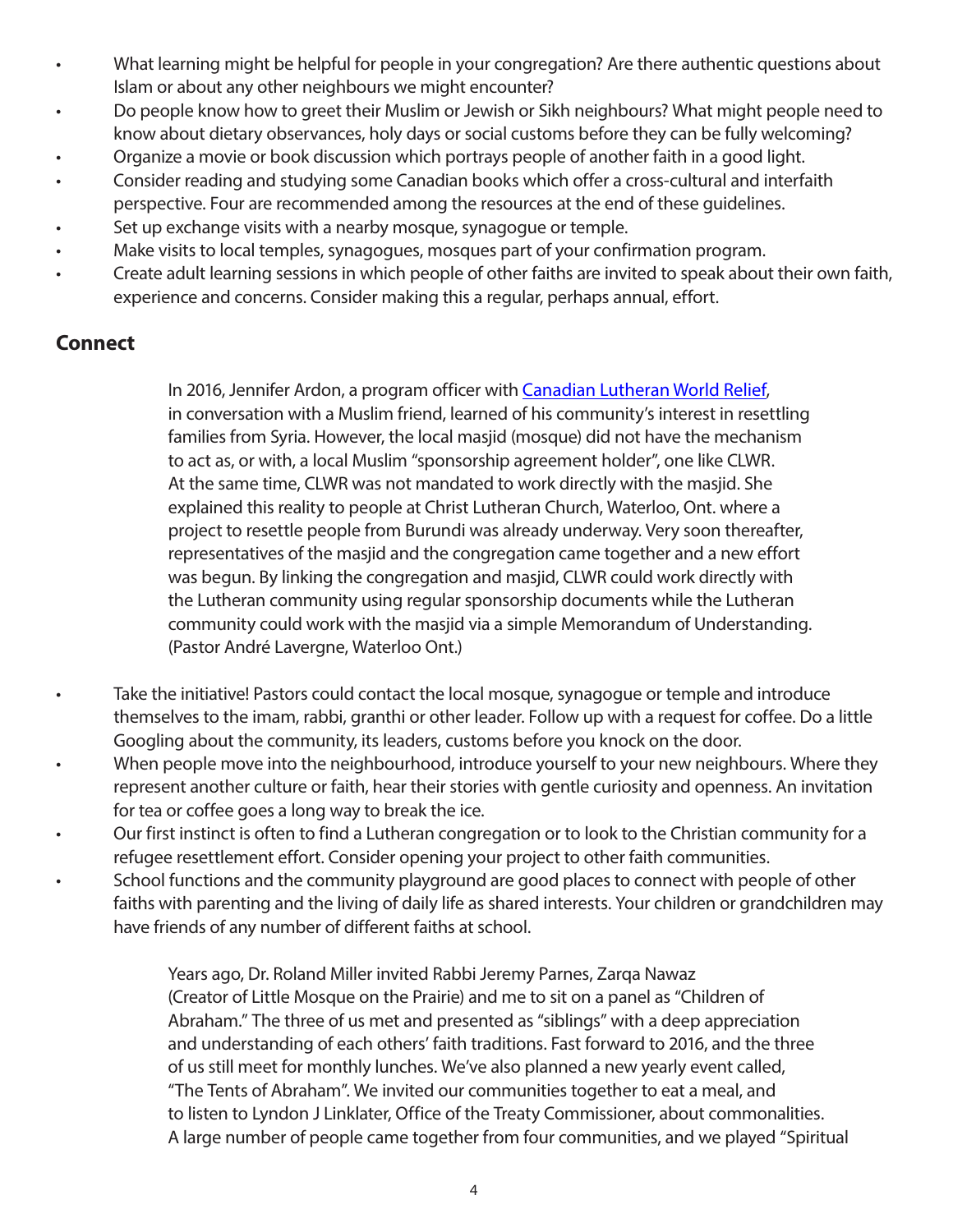- What learning might be helpful for people in your congregation? Are there authentic questions about Islam or about any other neighbours we might encounter?
- Do people know how to greet their Muslim or Jewish or Sikh neighbours? What might people need to know about dietary observances, holy days or social customs before they can be fully welcoming?
- Organize a movie or book discussion which portrays people of another faith in a good light.
- Consider reading and studying some Canadian books which offer a cross-cultural and interfaith perspective. Four are recommended among the resources at the end of these guidelines.
- Set up exchange visits with a nearby mosque, synagogue or temple.
- Make visits to local temples, synagogues, mosques part of your confirmation program.
- Create adult learning sessions in which people of other faiths are invited to speak about their own faith, experience and concerns. Consider making this a regular, perhaps annual, effort.

## Connect

> In 2016, Jennifer Ardon, a program officer with [Canadian Lutheran World Relief](), in conversation with a Muslim friend, learned of his community's interest in resettling families from Syria. However, the local masjid (mosque) did not have the mechanism to act as, or with, a local Muslim "sponsorship agreement holder", one like CLWR. At the same time, CLWR was not mandated to work directly with the masjid. She explained this reality to people at Christ Lutheran Church, Waterloo, Ont. where a project to resettle people from Burundi was already underway. Very soon thereafter, representatives of the masjid and the congregation came together and a new effort was begun. By linking the congregation and masjid, CLWR could work directly with the Lutheran community using regular sponsorship documents while the Lutheran community could work with the masjid via a simple Memorandum of Understanding. (Pastor André Lavergne, Waterloo Ont.)

- Take the initiative! Pastors could contact the local mosque, synagogue or temple and introduce themselves to the imam, rabbi, granthi or other leader. Follow up with a request for coffee. Do a little Googling about the community, its leaders, customs before you knock on the door.
- When people move into the neighbourhood, introduce yourself to your new neighbours. Where they represent another culture or faith, hear their stories with gentle curiosity and openness. An invitation for tea or coffee goes a long way to break the ice.
- Our first instinct is often to find a Lutheran congregation or to look to the Christian community for a refugee resettlement effort. Consider opening your project to other faith communities.
- School functions and the community playground are good places to connect with people of other faiths with parenting and the living of daily life as shared interests. Your children or grandchildren may have friends of any number of different faiths at school.

> Years ago, Dr. Roland Miller invited Rabbi Jeremy Parnes, Zarqa Nawaz (Creator of Little Mosque on the Prairie) and me to sit on a panel as "Children of Abraham." The three of us met and presented as "siblings" with a deep appreciation and understanding of each others' faith traditions. Fast forward to 2016, and the three of us still meet for monthly lunches. We've also planned a new yearly event called, "The Tents of Abraham". We invited our communities together to eat a meal, and to listen to Lyndon J Linklater, Office of the Treaty Commissioner, about commonalities. A large number of people came together from four communities, and we played "Spiritual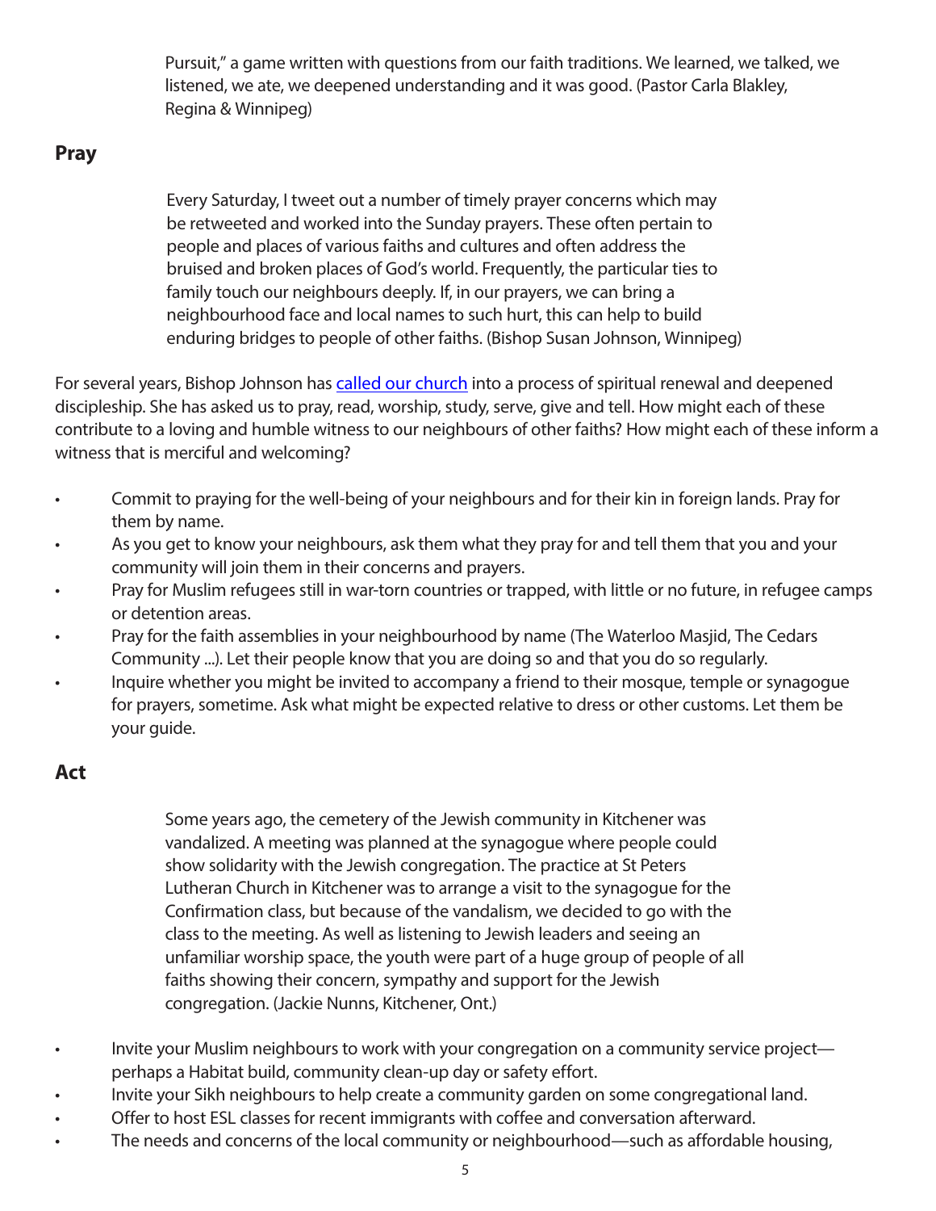Pursuit," a game written with questions from our faith traditions. We learned, we talked, we listened, we ate, we deepened understanding and it was good. (Pastor Carla Blakley, Regina & Winnipeg)

## Pray

> Every Saturday, I tweet out a number of timely prayer concerns which may be retweeted and worked into the Sunday prayers. These often pertain to people and places of various faiths and cultures and often address the bruised and broken places of God's world. Frequently, the particular ties to family touch our neighbours deeply. If, in our prayers, we can bring a neighbourhood face and local names to such hurt, this can help to build enduring bridges to people of other faiths. (Bishop Susan Johnson, Winnipeg)

For several years, Bishop Johnson has called our church into a process of spiritual renewal and deepened discipleship. She has asked us to pray, read, worship, study, serve, give and tell. How might each of these contribute to a loving and humble witness to our neighbours of other faiths? How might each of these inform a witness that is merciful and welcoming?

- Commit to praying for the well-being of your neighbours and for their kin in foreign lands. Pray for them by name.
- As you get to know your neighbours, ask them what they pray for and tell them that you and your community will join them in their concerns and prayers.
- Pray for Muslim refugees still in war-torn countries or trapped, with little or no future, in refugee camps or detention areas.
- Pray for the faith assemblies in your neighbourhood by name (The Waterloo Masjid, The Cedars Community ...). Let their people know that you are doing so and that you do so regularly.
- Inquire whether you might be invited to accompany a friend to their mosque, temple or synagogue for prayers, sometime. Ask what might be expected relative to dress or other customs. Let them be your guide.

## Act

> Some years ago, the cemetery of the Jewish community in Kitchener was vandalized. A meeting was planned at the synagogue where people could show solidarity with the Jewish congregation. The practice at St Peters Lutheran Church in Kitchener was to arrange a visit to the synagogue for the Confirmation class, but because of the vandalism, we decided to go with the class to the meeting. As well as listening to Jewish leaders and seeing an unfamiliar worship space, the youth were part of a huge group of people of all faiths showing their concern, sympathy and support for the Jewish congregation. (Jackie Nunns, Kitchener, Ont.)

- Invite your Muslim neighbours to work with your congregation on a community service project—perhaps a Habitat build, community clean-up day or safety effort.
- Invite your Sikh neighbours to help create a community garden on some congregational land.
- Offer to host ESL classes for recent immigrants with coffee and conversation afterward.
- The needs and concerns of the local community or neighbourhood—such as affordable housing,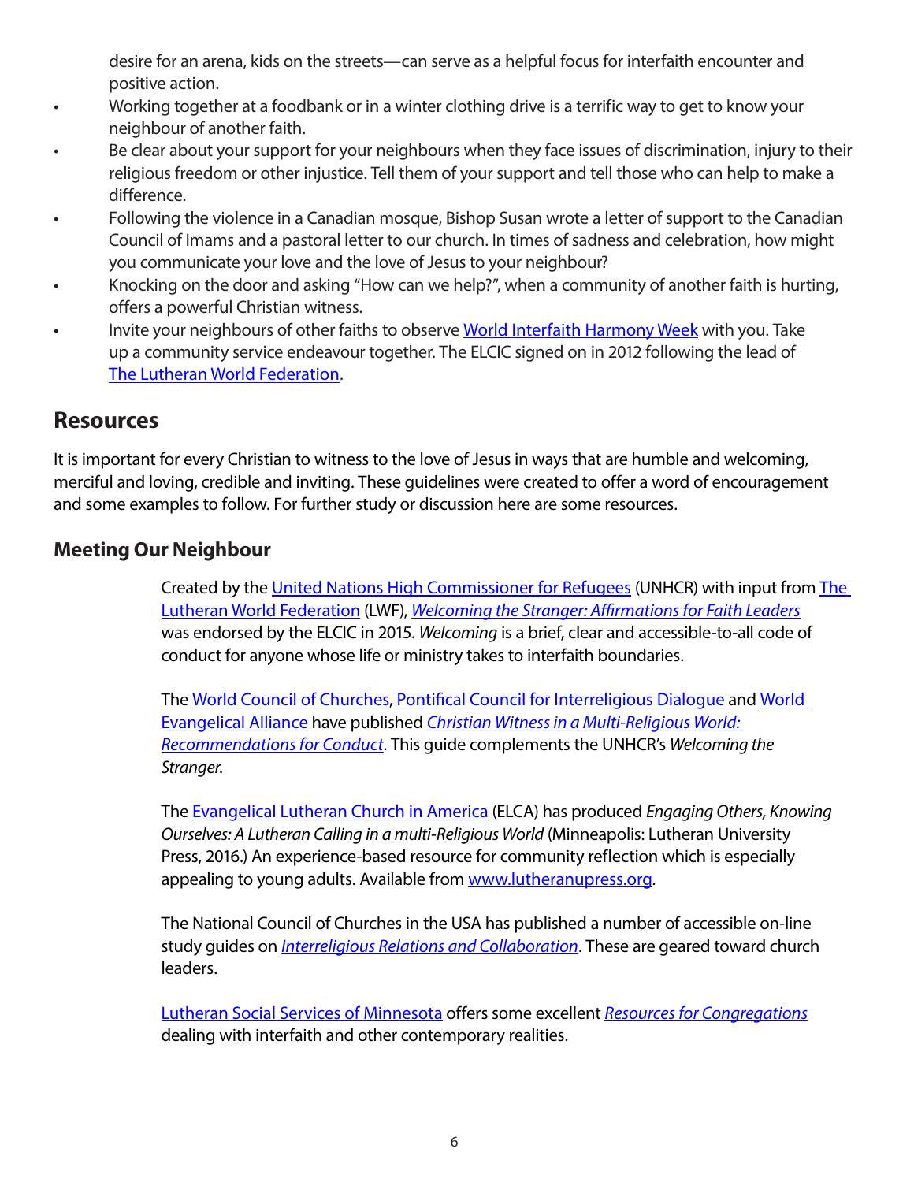desire for an arena, kids on the streets—can serve as a helpful focus for interfaith encounter and positive action.

- Working together at a foodbank or in a winter clothing drive is a terrific way to get to know your neighbour of another faith.
- Be clear about your support for your neighbours when they face issues of discrimination, injury to their religious freedom or other injustice. Tell them of your support and tell those who can help to make a difference.
- Following the violence in a Canadian mosque, Bishop Susan wrote a letter of support to the Canadian Council of Imams and a pastoral letter to our church. In times of sadness and celebration, how might you communicate your love and the love of Jesus to your neighbour?
- Knocking on the door and asking "How can we help?", when a community of another faith is hurting, offers a powerful Christian witness.
- Invite your neighbours of other faiths to observe World Interfaith Harmony Week with you. Take up a community service endeavour together. The ELCIC signed on in 2012 following the lead of The Lutheran World Federation.

## Resources

It is important for every Christian to witness to the love of Jesus in ways that are humble and welcoming, merciful and loving, credible and inviting. These guidelines were created to offer a word of encouragement and some examples to follow. For further study or discussion here are some resources.

### Meeting Our Neighbour

Created by the United Nations High Commissioner for Refugees (UNHCR) with input from The Lutheran World Federation (LWF), *Welcoming the Stranger: Affirmations for Faith Leaders* was endorsed by the ELCIC in 2015. *Welcoming* is a brief, clear and accessible-to-all code of conduct for anyone whose life or ministry takes to interfaith boundaries.

The World Council of Churches, Pontifical Council for Interreligious Dialogue and World Evangelical Alliance have published *Christian Witness in a Multi-Religious World: Recommendations for Conduct*. This guide complements the UNHCR's *Welcoming the Stranger.*

The Evangelical Lutheran Church in America (ELCA) has produced *Engaging Others, Knowing Ourselves: A Lutheran Calling in a multi-Religious World* (Minneapolis: Lutheran University Press, 2016.) An experience-based resource for community reflection which is especially appealing to young adults. Available from www.lutheranupress.org.

The National Council of Churches in the USA has published a number of accessible on-line study guides on *Interreligious Relations and Collaboration*. These are geared toward church leaders.

Lutheran Social Services of Minnesota offers some excellent *Resources for Congregations* dealing with interfaith and other contemporary realities.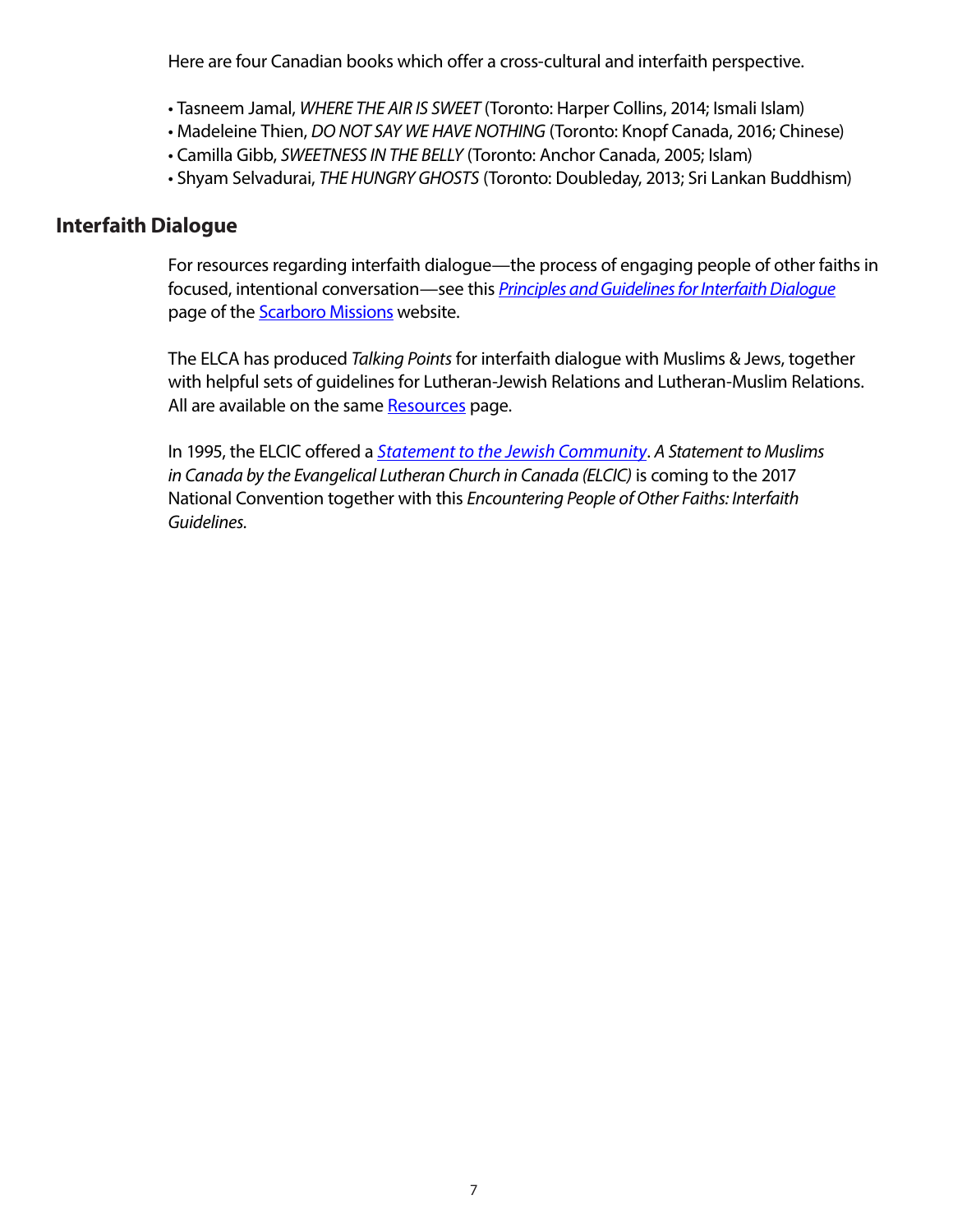Here are four Canadian books which offer a cross-cultural and interfaith perspective.

- Tasneem Jamal, *WHERE THE AIR IS SWEET* (Toronto: Harper Collins, 2014; Ismali Islam)
- Madeleine Thien, *DO NOT SAY WE HAVE NOTHING* (Toronto: Knopf Canada, 2016; Chinese)
- Camilla Gibb, *SWEETNESS IN THE BELLY* (Toronto: Anchor Canada, 2005; Islam)
- Shyam Selvadurai, *THE HUNGRY GHOSTS* (Toronto: Doubleday, 2013; Sri Lankan Buddhism)

## Interfaith Dialogue

For resources regarding interfaith dialogue—the process of engaging people of other faiths in focused, intentional conversation—see this *Principles and Guidelines for Interfaith Dialogue* page of the Scarboro Missions website.

The ELCA has produced *Talking Points* for interfaith dialogue with Muslims & Jews, together with helpful sets of guidelines for Lutheran-Jewish Relations and Lutheran-Muslim Relations. All are available on the same Resources page.

In 1995, the ELCIC offered a *Statement to the Jewish Community*. *A Statement to Muslims in Canada by the Evangelical Lutheran Church in Canada (ELCIC)* is coming to the 2017 National Convention together with this *Encountering People of Other Faiths: Interfaith Guidelines.*